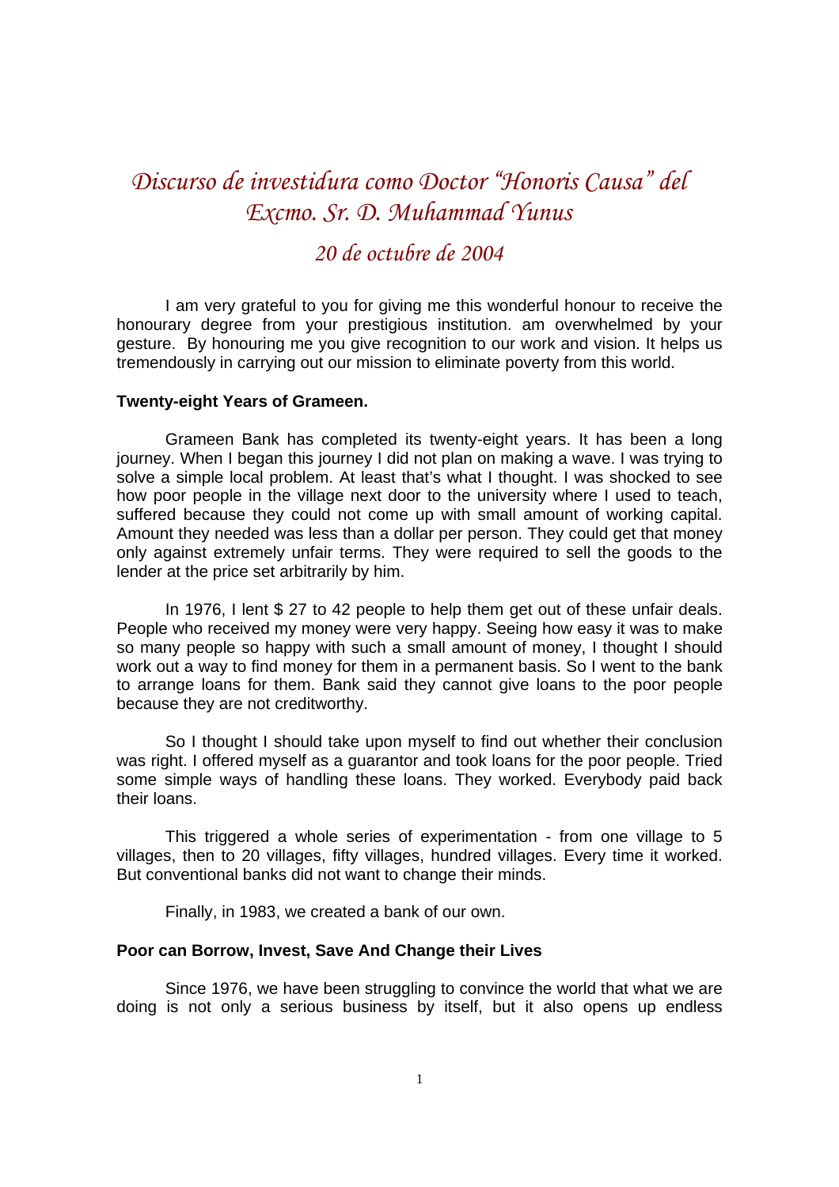# *Discurso de investidura como Doctor "Honoris Causa" del Excmo. Sr. D. Muhammad Yunus*

## *20 de octubre de 2004*

I am very grateful to you for giving me this wonderful honour to receive the honourary degree from your prestigious institution. am overwhelmed by your gesture. By honouring me you give recognition to our work and vision. It helps us tremendously in carrying out our mission to eliminate poverty from this world.

**Twenty-eight Years of Grameen.**

Grameen Bank has completed its twenty-eight years. It has been a long journey. When I began this journey I did not plan on making a wave. I was trying to solve a simple local problem. At least that's what I thought. I was shocked to see how poor people in the village next door to the university where I used to teach, suffered because they could not come up with small amount of working capital. Amount they needed was less than a dollar per person. They could get that money only against extremely unfair terms. They were required to sell the goods to the lender at the price set arbitrarily by him.

In 1976, I lent $ 27 to 42 people to help them get out of these unfair deals. People who received my money were very happy. Seeing how easy it was to make so many people so happy with such a small amount of money, I thought I should work out a way to find money for them in a permanent basis. So I went to the bank to arrange loans for them. Bank said they cannot give loans to the poor people because they are not creditworthy.

So I thought I should take upon myself to find out whether their conclusion was right. I offered myself as a guarantor and took loans for the poor people. Tried some simple ways of handling these loans. They worked. Everybody paid back their loans.

This triggered a whole series of experimentation - from one village to 5 villages, then to 20 villages, fifty villages, hundred villages. Every time it worked. But conventional banks did not want to change their minds.

Finally, in 1983, we created a bank of our own.

**Poor can Borrow, Invest, Save And Change their Lives**

Since 1976, we have been struggling to convince the world that what we are doing is not only a serious business by itself, but it also opens up endless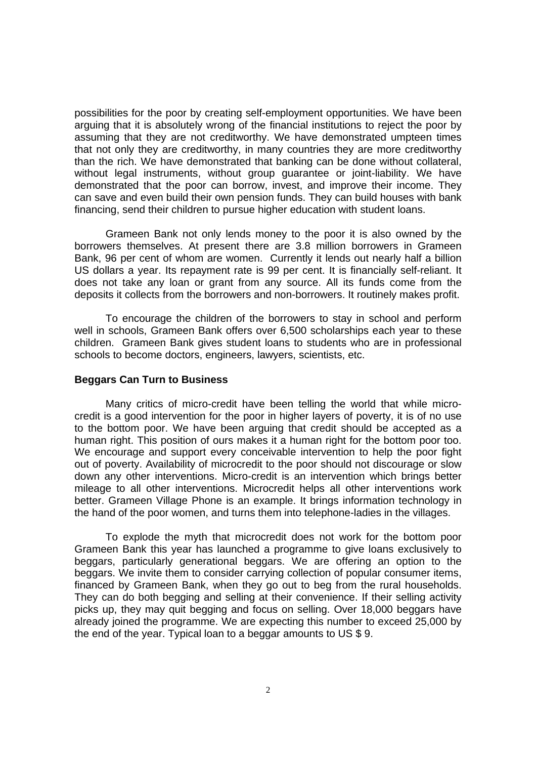possibilities for the poor by creating self-employment opportunities. We have been arguing that it is absolutely wrong of the financial institutions to reject the poor by assuming that they are not creditworthy. We have demonstrated umpteen times that not only they are creditworthy, in many countries they are more creditworthy than the rich. We have demonstrated that banking can be done without collateral, without legal instruments, without group guarantee or joint-liability. We have demonstrated that the poor can borrow, invest, and improve their income. They can save and even build their own pension funds. They can build houses with bank financing, send their children to pursue higher education with student loans.

Grameen Bank not only lends money to the poor it is also owned by the borrowers themselves. At present there are 3.8 million borrowers in Grameen Bank, 96 per cent of whom are women. Currently it lends out nearly half a billion US dollars a year. Its repayment rate is 99 per cent. It is financially self-reliant. It does not take any loan or grant from any source. All its funds come from the deposits it collects from the borrowers and non-borrowers. It routinely makes profit.

To encourage the children of the borrowers to stay in school and perform well in schools, Grameen Bank offers over 6,500 scholarships each year to these children. Grameen Bank gives student loans to students who are in professional schools to become doctors, engineers, lawyers, scientists, etc.

**Beggars Can Turn to Business**

Many critics of micro-credit have been telling the world that while micro-credit is a good intervention for the poor in higher layers of poverty, it is of no use to the bottom poor. We have been arguing that credit should be accepted as a human right. This position of ours makes it a human right for the bottom poor too. We encourage and support every conceivable intervention to help the poor fight out of poverty. Availability of microcredit to the poor should not discourage or slow down any other interventions. Micro-credit is an intervention which brings better mileage to all other interventions. Microcredit helps all other interventions work better. Grameen Village Phone is an example. It brings information technology in the hand of the poor women, and turns them into telephone-ladies in the villages.

To explode the myth that microcredit does not work for the bottom poor Grameen Bank this year has launched a programme to give loans exclusively to beggars, particularly generational beggars. We are offering an option to the beggars. We invite them to consider carrying collection of popular consumer items, financed by Grameen Bank, when they go out to beg from the rural households. They can do both begging and selling at their convenience. If their selling activity picks up, they may quit begging and focus on selling. Over 18,000 beggars have already joined the programme. We are expecting this number to exceed 25,000 by the end of the year. Typical loan to a beggar amounts to US $ 9.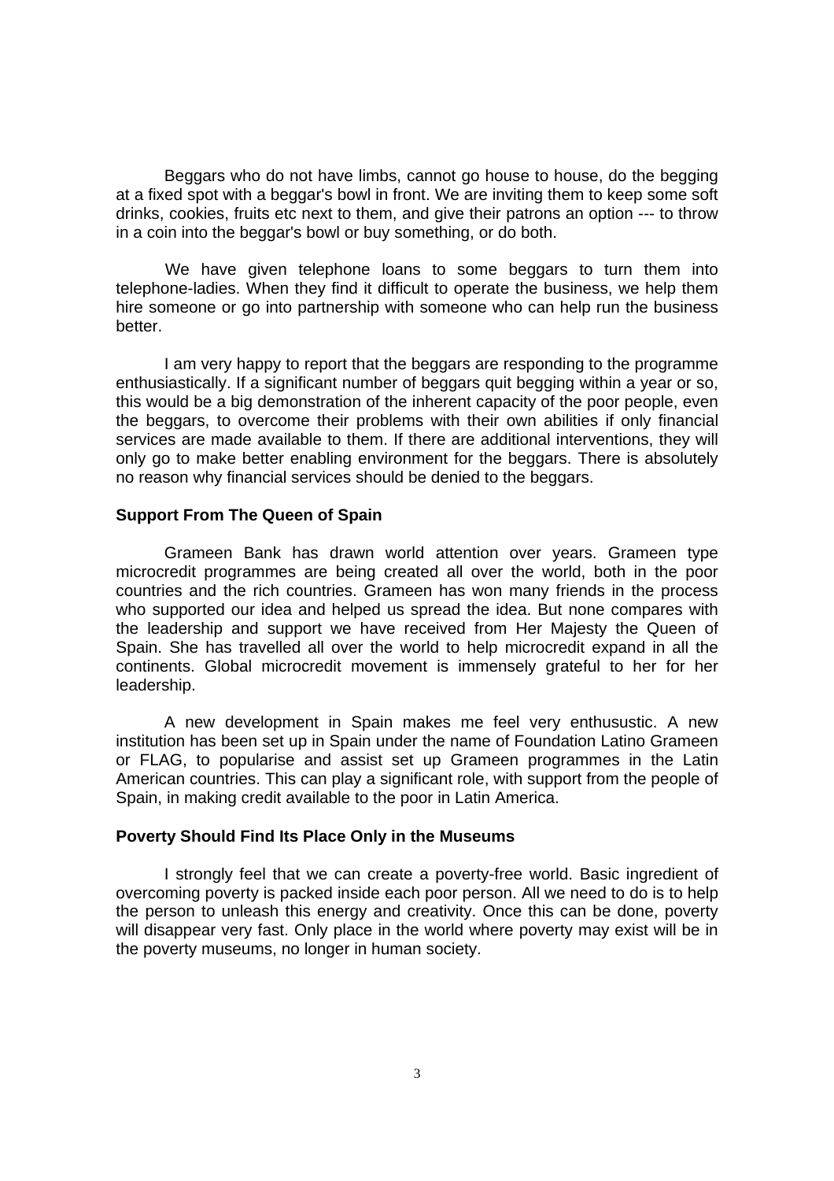Beggars who do not have limbs, cannot go house to house, do the begging at a fixed spot with a beggar's bowl in front. We are inviting them to keep some soft drinks, cookies, fruits etc next to them, and give their patrons an option --- to throw in a coin into the beggar's bowl or buy something, or do both.

We have given telephone loans to some beggars to turn them into telephone-ladies. When they find it difficult to operate the business, we help them hire someone or go into partnership with someone who can help run the business better.

I am very happy to report that the beggars are responding to the programme enthusiastically. If a significant number of beggars quit begging within a year or so, this would be a big demonstration of the inherent capacity of the poor people, even the beggars, to overcome their problems with their own abilities if only financial services are made available to them. If there are additional interventions, they will only go to make better enabling environment for the beggars. There is absolutely no reason why financial services should be denied to the beggars.

**Support From The Queen of Spain**

Grameen Bank has drawn world attention over years. Grameen type microcredit programmes are being created all over the world, both in the poor countries and the rich countries. Grameen has won many friends in the process who supported our idea and helped us spread the idea. But none compares with the leadership and support we have received from Her Majesty the Queen of Spain. She has travelled all over the world to help microcredit expand in all the continents. Global microcredit movement is immensely grateful to her for her leadership.

A new development in Spain makes me feel very enthusustic. A new institution has been set up in Spain under the name of Foundation Latino Grameen or FLAG, to popularise and assist set up Grameen programmes in the Latin American countries. This can play a significant role, with support from the people of Spain, in making credit available to the poor in Latin America.

**Poverty Should Find Its Place Only in the Museums**

I strongly feel that we can create a poverty-free world. Basic ingredient of overcoming poverty is packed inside each poor person. All we need to do is to help the person to unleash this energy and creativity. Once this can be done, poverty will disappear very fast. Only place in the world where poverty may exist will be in the poverty museums, no longer in human society.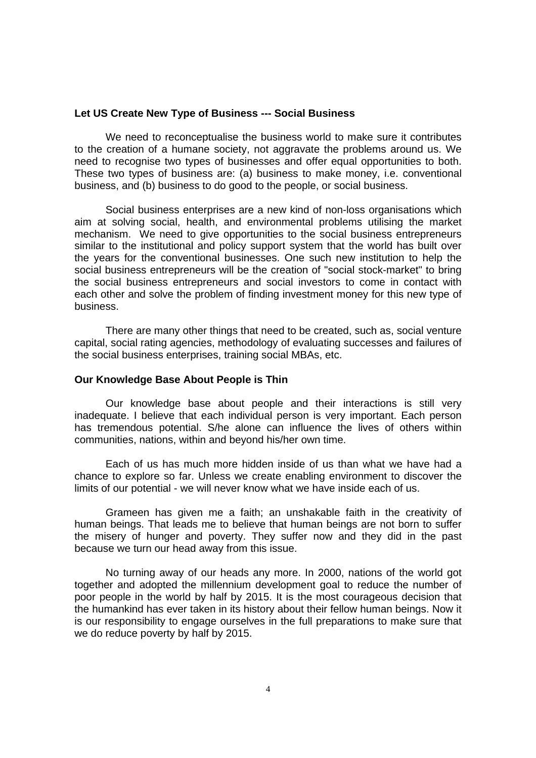**Let US Create New Type of Business --- Social Business**

We need to reconceptualise the business world to make sure it contributes to the creation of a humane society, not aggravate the problems around us. We need to recognise two types of businesses and offer equal opportunities to both. These two types of business are: (a) business to make money, i.e. conventional business, and (b) business to do good to the people, or social business.

Social business enterprises are a new kind of non-loss organisations which aim at solving social, health, and environmental problems utilising the market mechanism. We need to give opportunities to the social business entrepreneurs similar to the institutional and policy support system that the world has built over the years for the conventional businesses. One such new institution to help the social business entrepreneurs will be the creation of "social stock-market" to bring the social business entrepreneurs and social investors to come in contact with each other and solve the problem of finding investment money for this new type of business.

There are many other things that need to be created, such as, social venture capital, social rating agencies, methodology of evaluating successes and failures of the social business enterprises, training social MBAs, etc.

**Our Knowledge Base About People is Thin**

Our knowledge base about people and their interactions is still very inadequate. I believe that each individual person is very important. Each person has tremendous potential. S/he alone can influence the lives of others within communities, nations, within and beyond his/her own time.

Each of us has much more hidden inside of us than what we have had a chance to explore so far. Unless we create enabling environment to discover the limits of our potential - we will never know what we have inside each of us.

Grameen has given me a faith; an unshakable faith in the creativity of human beings. That leads me to believe that human beings are not born to suffer the misery of hunger and poverty. They suffer now and they did in the past because we turn our head away from this issue.

No turning away of our heads any more. In 2000, nations of the world got together and adopted the millennium development goal to reduce the number of poor people in the world by half by 2015. It is the most courageous decision that the humankind has ever taken in its history about their fellow human beings. Now it is our responsibility to engage ourselves in the full preparations to make sure that we do reduce poverty by half by 2015.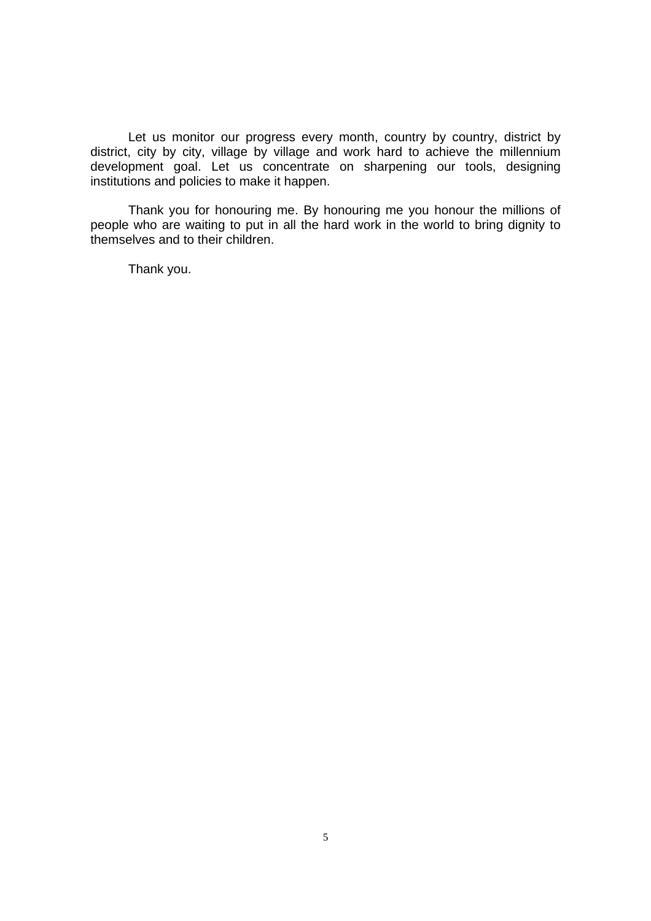Let us monitor our progress every month, country by country, district by district, city by city, village by village and work hard to achieve the millennium development goal. Let us concentrate on sharpening our tools, designing institutions and policies to make it happen.

Thank you for honouring me. By honouring me you honour the millions of people who are waiting to put in all the hard work in the world to bring dignity to themselves and to their children.

Thank you.